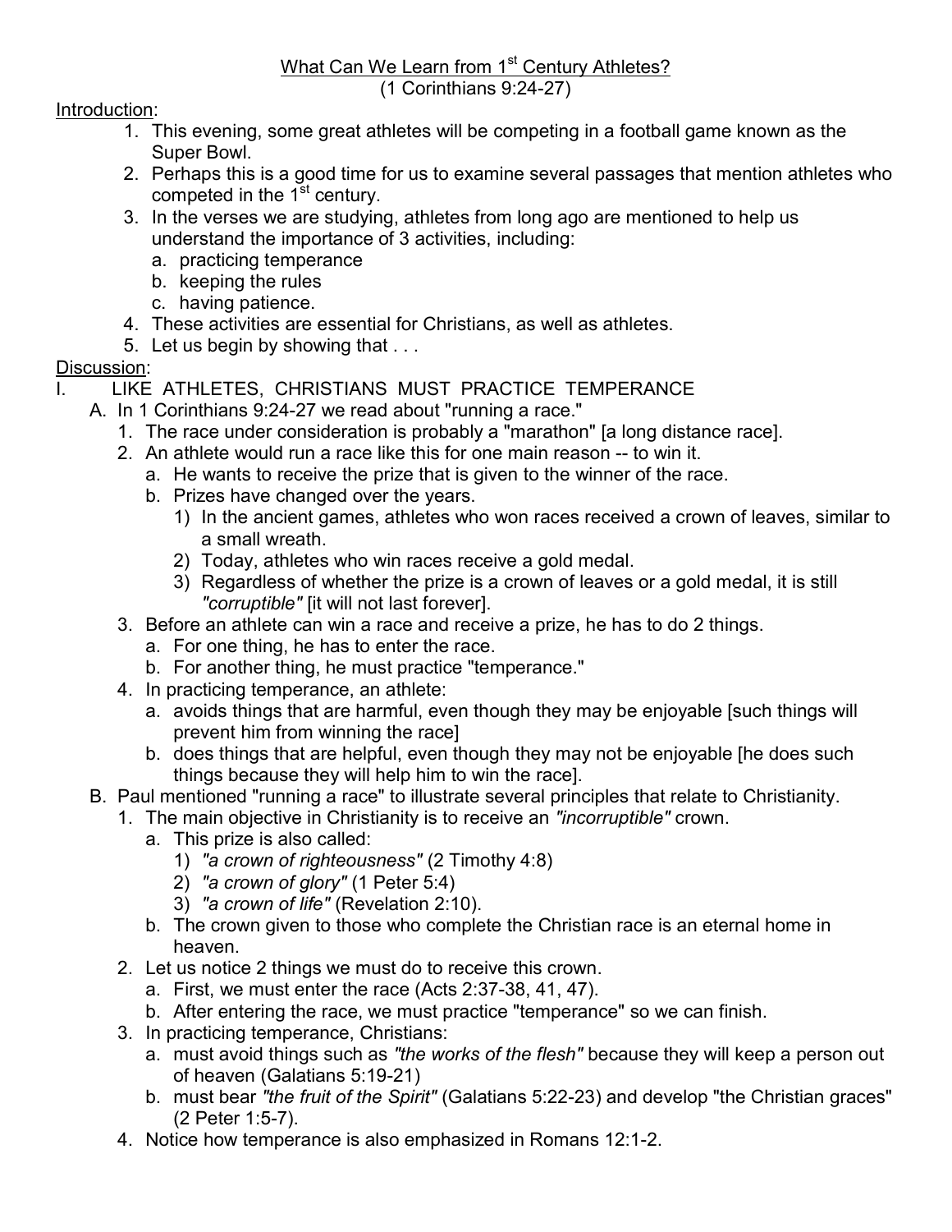# What Can We Learn from 1st Century Athletes?

(1 Corinthians 9:24-27)

Introduction:

1. This evening, some great athletes will be competing in a football game known as the Super Bowl.
2. Perhaps this is a good time for us to examine several passages that mention athletes who competed in the 1st century.
3. In the verses we are studying, athletes from long ago are mentioned to help us understand the importance of 3 activities, including:
   a. practicing temperance
   b. keeping the rules
   c. having patience.
4. These activities are essential for Christians, as well as athletes.
5. Let us begin by showing that . . .

Discussion:

I. LIKE ATHLETES, CHRISTIANS MUST PRACTICE TEMPERANCE
   A. In 1 Corinthians 9:24-27 we read about "running a race."
      1. The race under consideration is probably a "marathon" [a long distance race].
      2. An athlete would run a race like this for one main reason -- to win it.
         a. He wants to receive the prize that is given to the winner of the race.
         b. Prizes have changed over the years.
            1) In the ancient games, athletes who won races received a crown of leaves, similar to a small wreath.
            2) Today, athletes who win races receive a gold medal.
            3) Regardless of whether the prize is a crown of leaves or a gold medal, it is still *"corruptible"* [it will not last forever].
      3. Before an athlete can win a race and receive a prize, he has to do 2 things.
         a. For one thing, he has to enter the race.
         b. For another thing, he must practice "temperance."
      4. In practicing temperance, an athlete:
         a. avoids things that are harmful, even though they may be enjoyable [such things will prevent him from winning the race]
         b. does things that are helpful, even though they may not be enjoyable [he does such things because they will help him to win the race].
   B. Paul mentioned "running a race" to illustrate several principles that relate to Christianity.
      1. The main objective in Christianity is to receive an *"incorruptible"* crown.
         a. This prize is also called:
            1) *"a crown of righteousness"* (2 Timothy 4:8)
            2) *"a crown of glory"* (1 Peter 5:4)
            3) *"a crown of life"* (Revelation 2:10).
         b. The crown given to those who complete the Christian race is an eternal home in heaven.
      2. Let us notice 2 things we must do to receive this crown.
         a. First, we must enter the race (Acts 2:37-38, 41, 47).
         b. After entering the race, we must practice "temperance" so we can finish.
      3. In practicing temperance, Christians:
         a. must avoid things such as *"the works of the flesh"* because they will keep a person out of heaven (Galatians 5:19-21)
         b. must bear *"the fruit of the Spirit"* (Galatians 5:22-23) and develop "the Christian graces" (2 Peter 1:5-7).
      4. Notice how temperance is also emphasized in Romans 12:1-2.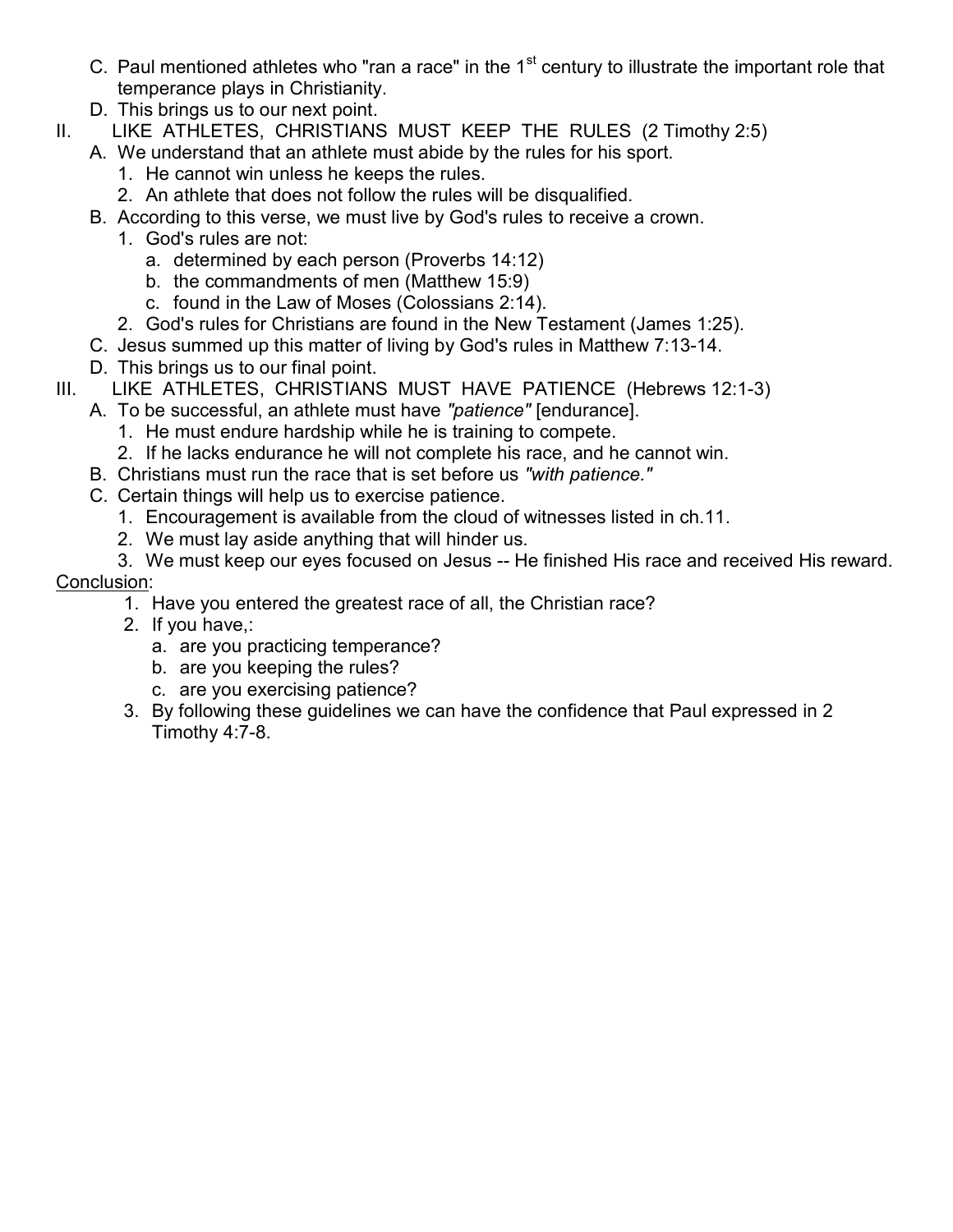C. Paul mentioned athletes who "ran a race" in the 1st century to illustrate the important role that temperance plays in Christianity.

D. This brings us to our next point.

II. LIKE ATHLETES, CHRISTIANS MUST KEEP THE RULES (2 Timothy 2:5)

- A. We understand that an athlete must abide by the rules for his sport.
  1. He cannot win unless he keeps the rules.
  2. An athlete that does not follow the rules will be disqualified.
- B. According to this verse, we must live by God's rules to receive a crown.
  1. God's rules are not:
     - a. determined by each person (Proverbs 14:12)
     - b. the commandments of men (Matthew 15:9)
     - c. found in the Law of Moses (Colossians 2:14).
  2. God's rules for Christians are found in the New Testament (James 1:25).
- C. Jesus summed up this matter of living by God's rules in Matthew 7:13-14.
- D. This brings us to our final point.

III. LIKE ATHLETES, CHRISTIANS MUST HAVE PATIENCE (Hebrews 12:1-3)

- A. To be successful, an athlete must have *"patience"* [endurance].
  1. He must endure hardship while he is training to compete.
  2. If he lacks endurance he will not complete his race, and he cannot win.
- B. Christians must run the race that is set before us *"with patience."*
- C. Certain things will help us to exercise patience.
  1. Encouragement is available from the cloud of witnesses listed in ch.11.
  2. We must lay aside anything that will hinder us.
  3. We must keep our eyes focused on Jesus -- He finished His race and received His reward.

<u>Conclusion</u>:

1. Have you entered the greatest race of all, the Christian race?
2. If you have,:
   - a. are you practicing temperance?
   - b. are you keeping the rules?
   - c. are you exercising patience?
3. By following these guidelines we can have the confidence that Paul expressed in 2 Timothy 4:7-8.